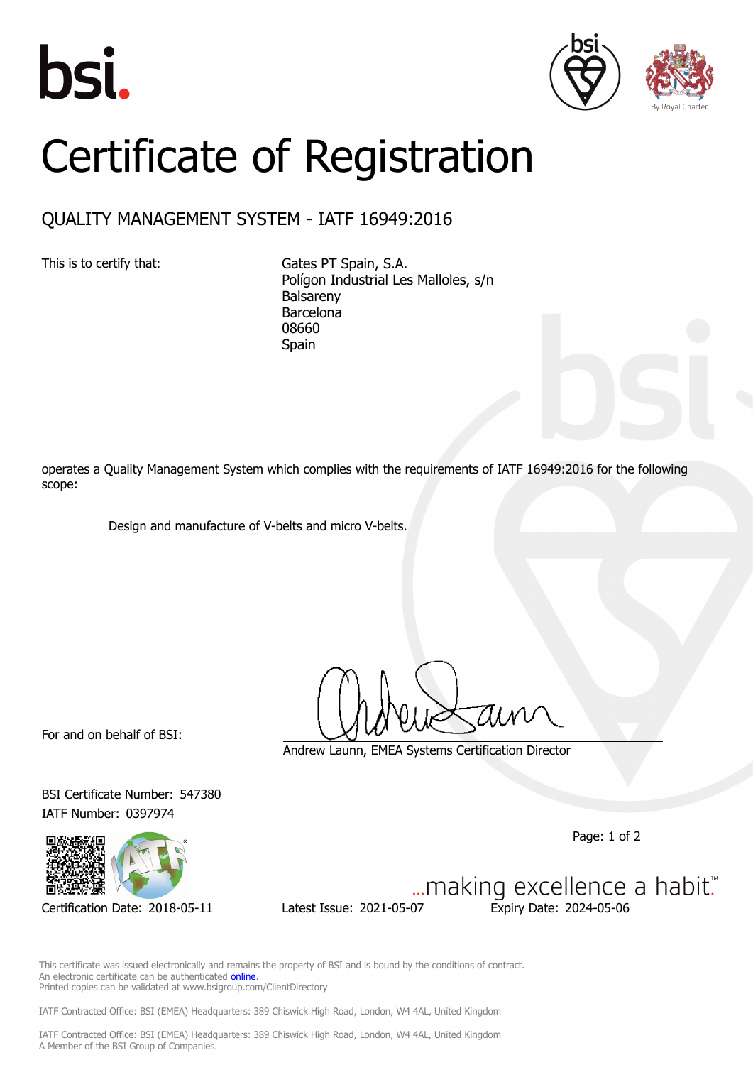# Certificate of Registration

## QUALITY MANAGEMENT SYSTEM - IATF 16949:2016

This is to certify that:

Gates PT Spain, S.A.
Polígon Industrial Les Malloles, s/n
Balsareny
Barcelona
08660
Spain

operates a Quality Management System which complies with the requirements of IATF 16949:2016 for the following scope:

Design and manufacture of V-belts and micro V-belts.

For and on behalf of BSI:

Andrew Launn, EMEA Systems Certification Director

BSI Certificate Number: 547380
IATF Number: 0397974

Certification Date: 2018-05-11 Latest Issue: 2021-05-07 Expiry Date: 2024-05-06

...making excellence a habit.™

This certificate was issued electronically and remains the property of BSI and is bound by the conditions of contract.
An electronic certificate can be authenticated online.
Printed copies can be validated at www.bsigroup.com/ClientDirectory

IATF Contracted Office: BSI (EMEA) Headquarters: 389 Chiswick High Road, London, W4 4AL, United Kingdom

IATF Contracted Office: BSI (EMEA) Headquarters: 389 Chiswick High Road, London, W4 4AL, United Kingdom
A Member of the BSI Group of Companies.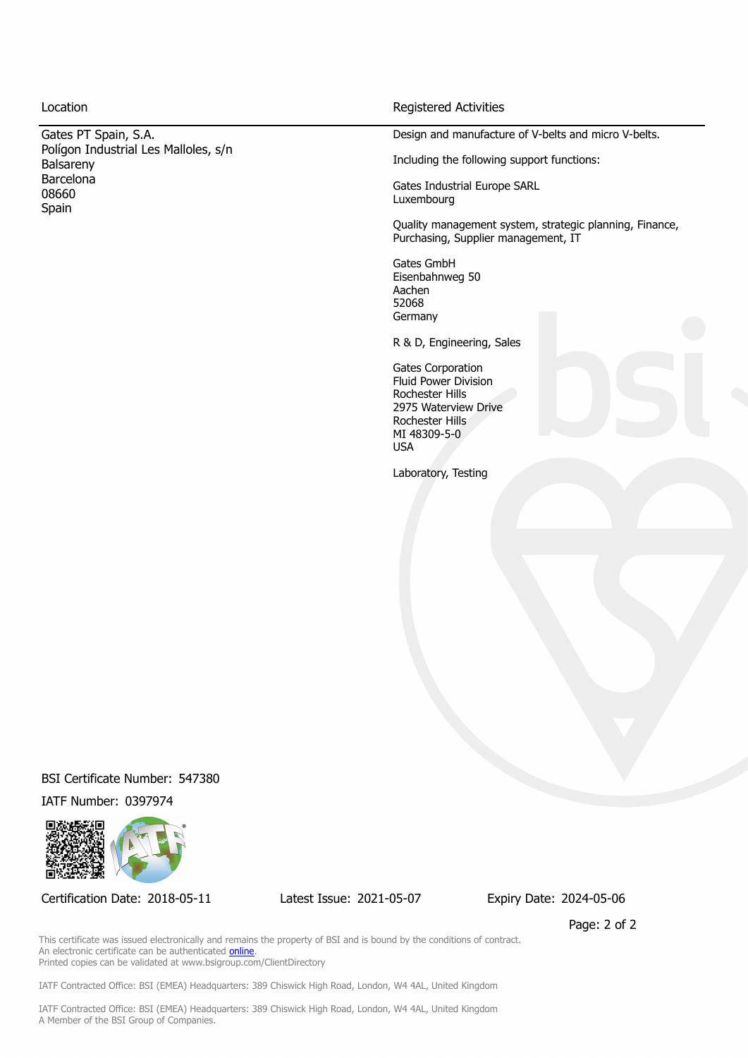| Location | Registered Activities |
| --- | --- |
| Gates PT Spain, S.A.<br>Polígon Industrial Les Malloles, s/n<br>Balsareny<br>Barcelona<br>08660<br>Spain | Design and manufacture of V-belts and micro V-belts.<br><br>Including the following support functions:<br><br>Gates Industrial Europe SARL<br>Luxembourg<br><br>Quality management system, strategic planning, Finance, Purchasing, Supplier management, IT<br><br>Gates GmbH<br>Eisenbahnweg 50<br>Aachen<br>52068<br>Germany<br><br>R & D, Engineering, Sales<br><br>Gates Corporation<br>Fluid Power Division<br>Rochester Hills<br>2975 Waterview Drive<br>Rochester Hills<br>MI 48309-5-0<br>USA<br><br>Laboratory, Testing |

BSI Certificate Number: 547380

IATF Number: 0397974

Certification Date: 2018-05-11 Latest Issue: 2021-05-07 Expiry Date: 2024-05-06

This certificate was issued electronically and remains the property of BSI and is bound by the conditions of contract.
An electronic certificate can be authenticated online.
Printed copies can be validated at www.bsigroup.com/ClientDirectory

IATF Contracted Office: BSI (EMEA) Headquarters: 389 Chiswick High Road, London, W4 4AL, United Kingdom

IATF Contracted Office: BSI (EMEA) Headquarters: 389 Chiswick High Road, London, W4 4AL, United Kingdom
A Member of the BSI Group of Companies.